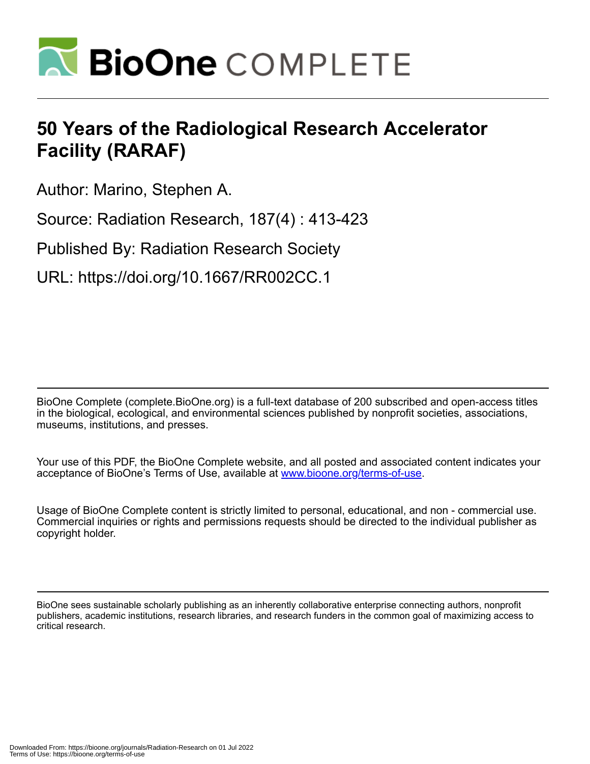# BioOne COMPLETE

# 50 Years of the Radiological Research Accelerator Facility (RARAF)

Author: Marino, Stephen A.

Source: Radiation Research, 187(4) : 413-423

Published By: Radiation Research Society

URL: https://doi.org/10.1667/RR002CC.1

BioOne Complete (complete.BioOne.org) is a full-text database of 200 subscribed and open-access titles in the biological, ecological, and environmental sciences published by nonprofit societies, associations, museums, institutions, and presses.

Your use of this PDF, the BioOne Complete website, and all posted and associated content indicates your acceptance of BioOne's Terms of Use, available at www.bioone.org/terms-of-use.

Usage of BioOne Complete content is strictly limited to personal, educational, and non - commercial use. Commercial inquiries or rights and permissions requests should be directed to the individual publisher as copyright holder.

BioOne sees sustainable scholarly publishing as an inherently collaborative enterprise connecting authors, nonprofit publishers, academic institutions, research libraries, and research funders in the common goal of maximizing access to critical research.

Downloaded From: https://bioone.org/journals/Radiation-Research on 01 Jul 2022
Terms of Use: https://bioone.org/terms-of-use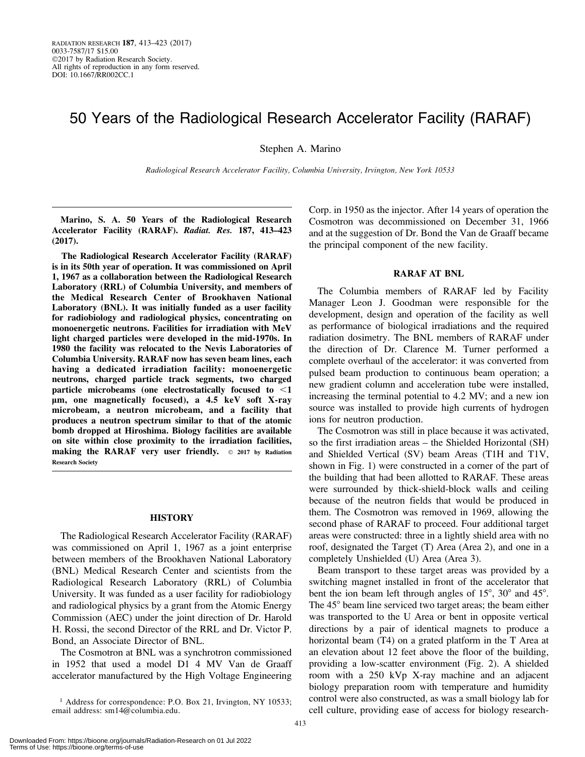# 50 Years of the Radiological Research Accelerator Facility (RARAF)

Stephen A. Marino

*Radiological Research Accelerator Facility, Columbia University, Irvington, New York 10533*

**Marino, S. A. 50 Years of the Radiological Research Accelerator Facility (RARAF).** ***Radiat. Res.*** **187, 413–423 (2017).**

**The Radiological Research Accelerator Facility (RARAF) is in its 50th year of operation. It was commissioned on April 1, 1967 as a collaboration between the Radiological Research Laboratory (RRL) of Columbia University, and members of the Medical Research Center of Brookhaven National Laboratory (BNL). It was initially funded as a user facility for radiobiology and radiological physics, concentrating on monoenergetic neutrons. Facilities for irradiation with MeV light charged particles were developed in the mid-1970s. In 1980 the facility was relocated to the Nevis Laboratories of Columbia University. RARAF now has seven beam lines, each having a dedicated irradiation facility: monoenergetic neutrons, charged particle track segments, two charged particle microbeams (one electrostatically focused to <1 μm, one magnetically focused), a 4.5 keV soft X-ray microbeam, a neutron microbeam, and a facility that produces a neutron spectrum similar to that of the atomic bomb dropped at Hiroshima. Biology facilities are available on site within close proximity to the irradiation facilities, making the RARAF very user friendly.** © 2017 by Radiation Research Society

## HISTORY

The Radiological Research Accelerator Facility (RARAF) was commissioned on April 1, 1967 as a joint enterprise between members of the Brookhaven National Laboratory (BNL) Medical Research Center and scientists from the Radiological Research Laboratory (RRL) of Columbia University. It was funded as a user facility for radiobiology and radiological physics by a grant from the Atomic Energy Commission (AEC) under the joint direction of Dr. Harold H. Rossi, the second Director of the RRL and Dr. Victor P. Bond, an Associate Director of BNL.

The Cosmotron at BNL was a synchrotron commissioned in 1952 that used a model D1 4 MV Van de Graaff accelerator manufactured by the High Voltage Engineering Corp. in 1950 as the injector. After 14 years of operation the Cosmotron was decommissioned on December 31, 1966 and at the suggestion of Dr. Bond the Van de Graaff became the principal component of the new facility.

## RARAF AT BNL

The Columbia members of RARAF led by Facility Manager Leon J. Goodman were responsible for the development, design and operation of the facility as well as performance of biological irradiations and the required radiation dosimetry. The BNL members of RARAF under the direction of Dr. Clarence M. Turner performed a complete overhaul of the accelerator: it was converted from pulsed beam production to continuous beam operation; a new gradient column and acceleration tube were installed, increasing the terminal potential to 4.2 MV; and a new ion source was installed to provide high currents of hydrogen ions for neutron production.

The Cosmotron was still in place because it was activated, so the first irradiation areas – the Shielded Horizontal (SH) and Shielded Vertical (SV) beam Areas (T1H and T1V, shown in Fig. 1) were constructed in a corner of the part of the building that had been allotted to RARAF. These areas were surrounded by thick-shield-block walls and ceiling because of the neutron fields that would be produced in them. The Cosmotron was removed in 1969, allowing the second phase of RARAF to proceed. Four additional target areas were constructed: three in a lightly shield area with no roof, designated the Target (T) Area (Area 2), and one in a completely Unshielded (U) Area (Area 3).

Beam transport to these target areas was provided by a switching magnet installed in front of the accelerator that bent the ion beam left through angles of 15°, 30° and 45°. The 45° beam line serviced two target areas; the beam either was transported to the U Area or bent in opposite vertical directions by a pair of identical magnets to produce a horizontal beam (T4) on a grated platform in the T Area at an elevation about 12 feet above the floor of the building, providing a low-scatter environment (Fig. 2). A shielded room with a 250 kVp X-ray machine and an adjacent biology preparation room with temperature and humidity control were also constructed, as was a small biology lab for cell culture, providing ease of access for biology research-

[1] Address for correspondence: P.O. Box 21, Irvington, NY 10533; email address: sm14@columbia.edu.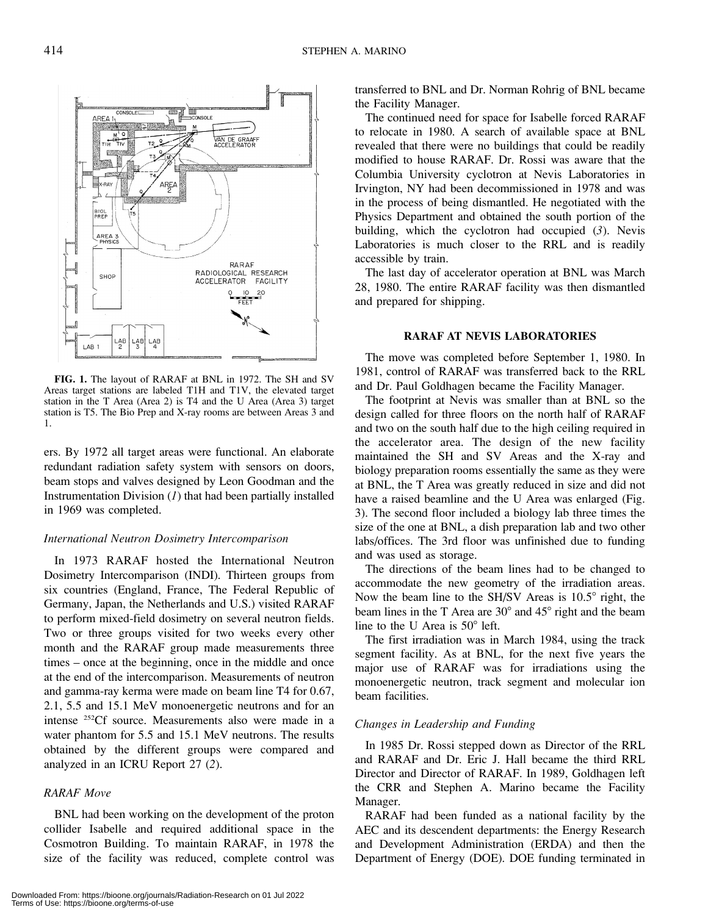FIG. 1. The layout of RARAF at BNL in 1972. The SH and SV Areas target stations are labeled T1H and T1V, the elevated target station in the T Area (Area 2) is T4 and the U Area (Area 3) target station is T5. The Bio Prep and X-ray rooms are between Areas 3 and 1.

ers. By 1972 all target areas were functional. An elaborate redundant radiation safety system with sensors on doors, beam stops and valves designed by Leon Goodman and the Instrumentation Division (*1*) that had been partially installed in 1969 was completed.

### *International Neutron Dosimetry Intercomparison*

In 1973 RARAF hosted the International Neutron Dosimetry Intercomparison (INDI). Thirteen groups from six countries (England, France, The Federal Republic of Germany, Japan, the Netherlands and U.S.) visited RARAF to perform mixed-field dosimetry on several neutron fields. Two or three groups visited for two weeks every other month and the RARAF group made measurements three times – once at the beginning, once in the middle and once at the end of the intercomparison. Measurements of neutron and gamma-ray kerma were made on beam line T4 for 0.67, 2.1, 5.5 and 15.1 MeV monoenergetic neutrons and for an intense $^{252}$Cf source. Measurements also were made in a water phantom for 5.5 and 15.1 MeV neutrons. The results obtained by the different groups were compared and analyzed in an ICRU Report 27 (*2*).

### *RARAF Move*

BNL had been working on the development of the proton collider Isabelle and required additional space in the Cosmotron Building. To maintain RARAF, in 1978 the size of the facility was reduced, complete control was transferred to BNL and Dr. Norman Rohrig of BNL became the Facility Manager.

The continued need for space for Isabelle forced RARAF to relocate in 1980. A search of available space at BNL revealed that there were no buildings that could be readily modified to house RARAF. Dr. Rossi was aware that the Columbia University cyclotron at Nevis Laboratories in Irvington, NY had been decommissioned in 1978 and was in the process of being dismantled. He negotiated with the Physics Department and obtained the south portion of the building, which the cyclotron had occupied (*3*). Nevis Laboratories is much closer to the RRL and is readily accessible by train.

The last day of accelerator operation at BNL was March 28, 1980. The entire RARAF facility was then dismantled and prepared for shipping.

## RARAF AT NEVIS LABORATORIES

The move was completed before September 1, 1980. In 1981, control of RARAF was transferred back to the RRL and Dr. Paul Goldhagen became the Facility Manager.

The footprint at Nevis was smaller than at BNL so the design called for three floors on the north half of RARAF and two on the south half due to the high ceiling required in the accelerator area. The design of the new facility maintained the SH and SV Areas and the X-ray and biology preparation rooms essentially the same as they were at BNL, the T Area was greatly reduced in size and did not have a raised beamline and the U Area was enlarged (Fig. 3). The second floor included a biology lab three times the size of the one at BNL, a dish preparation lab and two other labs/offices. The 3rd floor was unfinished due to funding and was used as storage.

The directions of the beam lines had to be changed to accommodate the new geometry of the irradiation areas. Now the beam line to the SH/SV Areas is 10.5° right, the beam lines in the T Area are 30° and 45° right and the beam line to the U Area is 50° left.

The first irradiation was in March 1984, using the track segment facility. As at BNL, for the next five years the major use of RARAF was for irradiations using the monoenergetic neutron, track segment and molecular ion beam facilities.

### *Changes in Leadership and Funding*

In 1985 Dr. Rossi stepped down as Director of the RRL and RARAF and Dr. Eric J. Hall became the third RRL Director and Director of RARAF. In 1989, Goldhagen left the CRR and Stephen A. Marino became the Facility Manager.

RARAF had been funded as a national facility by the AEC and its descendent departments: the Energy Research and Development Administration (ERDA) and then the Department of Energy (DOE). DOE funding terminated in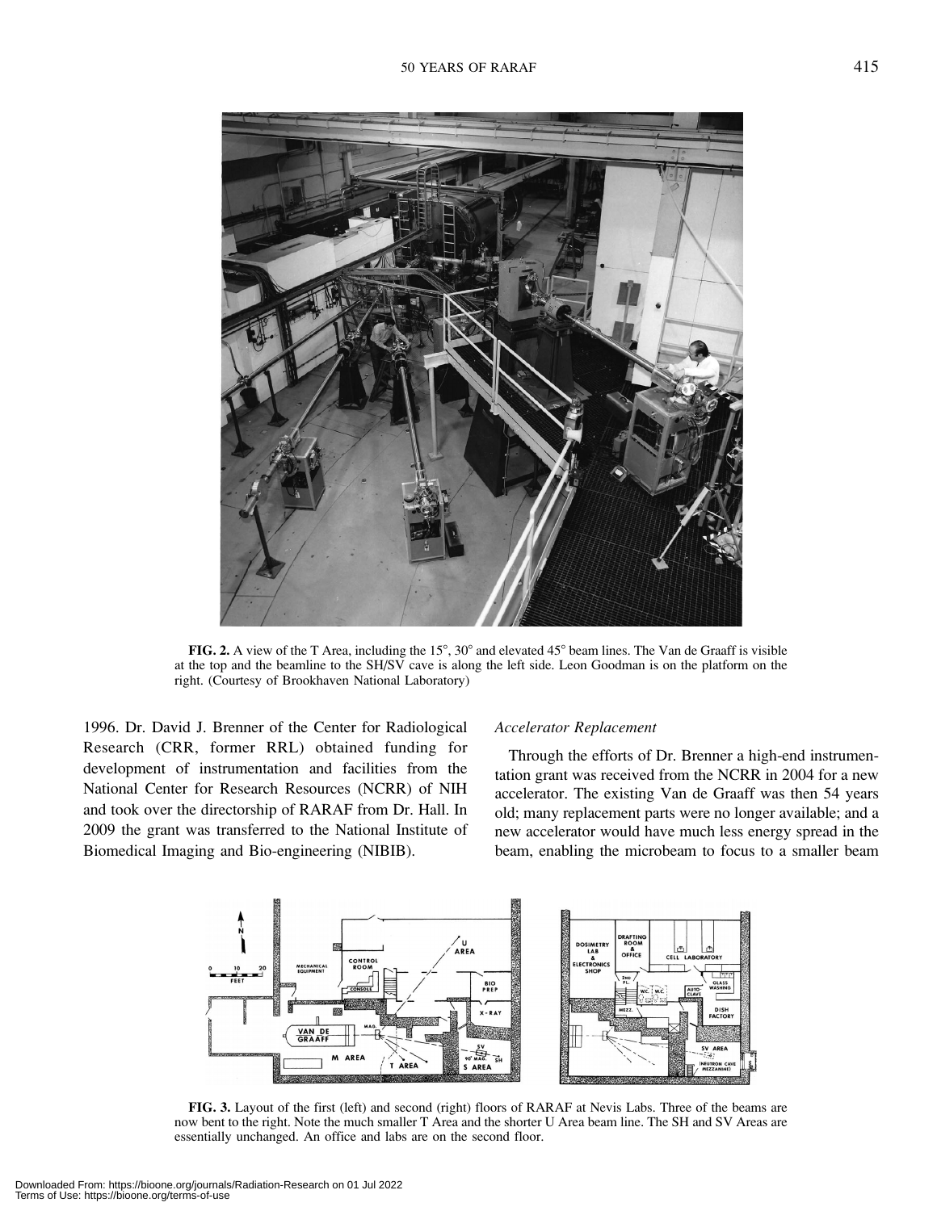FIG. 2. A view of the T Area, including the 15°, 30° and elevated 45° beam lines. The Van de Graaff is visible at the top and the beamline to the SH/SV cave is along the left side. Leon Goodman is on the platform on the right. (Courtesy of Brookhaven National Laboratory)

1996. Dr. David J. Brenner of the Center for Radiological Research (CRR, former RRL) obtained funding for development of instrumentation and facilities from the National Center for Research Resources (NCRR) of NIH and took over the directorship of RARAF from Dr. Hall. In 2009 the grant was transferred to the National Institute of Biomedical Imaging and Bio-engineering (NIBIB).

*Accelerator Replacement*

Through the efforts of Dr. Brenner a high-end instrumentation grant was received from the NCRR in 2004 for a new accelerator. The existing Van de Graaff was then 54 years old; many replacement parts were no longer available; and a new accelerator would have much less energy spread in the beam, enabling the microbeam to focus to a smaller beam

FIG. 3. Layout of the first (left) and second (right) floors of RARAF at Nevis Labs. Three of the beams are now bent to the right. Note the much smaller T Area and the shorter U Area beam line. The SH and SV Areas are essentially unchanged. An office and labs are on the second floor.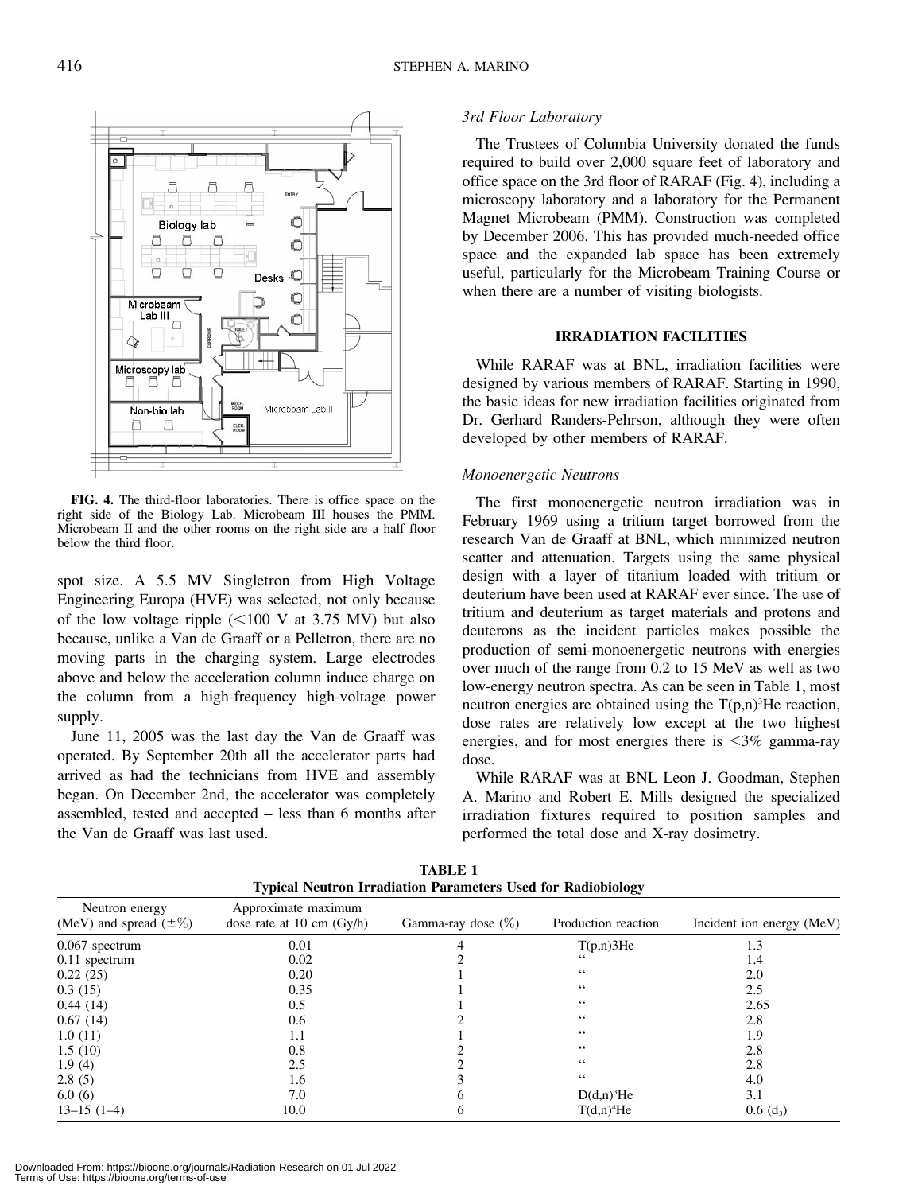FIG. 4. The third-floor laboratories. There is office space on the right side of the Biology Lab. Microbeam III houses the PMM. Microbeam II and the other rooms on the right side are a half floor below the third floor.

spot size. A 5.5 MV Singletron from High Voltage Engineering Europa (HVE) was selected, not only because of the low voltage ripple (<100 V at 3.75 MV) but also because, unlike a Van de Graaff or a Pelletron, there are no moving parts in the charging system. Large electrodes above and below the acceleration column induce charge on the column from a high-frequency high-voltage power supply.

June 11, 2005 was the last day the Van de Graaff was operated. By September 20th all the accelerator parts had arrived as had the technicians from HVE and assembly began. On December 2nd, the accelerator was completely assembled, tested and accepted – less than 6 months after the Van de Graaff was last used.

### *3rd Floor Laboratory*

The Trustees of Columbia University donated the funds required to build over 2,000 square feet of laboratory and office space on the 3rd floor of RARAF (Fig. 4), including a microscopy laboratory and a laboratory for the Permanent Magnet Microbeam (PMM). Construction was completed by December 2006. This has provided much-needed office space and the expanded lab space has been extremely useful, particularly for the Microbeam Training Course or when there are a number of visiting biologists.

## IRRADIATION FACILITIES

While RARAF was at BNL, irradiation facilities were designed by various members of RARAF. Starting in 1990, the basic ideas for new irradiation facilities originated from Dr. Gerhard Randers-Pehrson, although they were often developed by other members of RARAF.

### *Monoenergetic Neutrons*

The first monoenergetic neutron irradiation was in February 1969 using a tritium target borrowed from the research Van de Graaff at BNL, which minimized neutron scatter and attenuation. Targets using the same physical design with a layer of titanium loaded with tritium or deuterium have been used at RARAF ever since. The use of tritium and deuterium as target materials and protons and deuterons as the incident particles makes possible the production of semi-monoenergetic neutrons with energies over much of the range from 0.2 to 15 MeV as well as two low-energy neutron spectra. As can be seen in Table 1, most neutron energies are obtained using the $T(p,n)^3He$ reaction, dose rates are relatively low except at the two highest energies, and for most energies there is $\leq 3\%$ gamma-ray dose.

While RARAF was at BNL Leon J. Goodman, Stephen A. Marino and Robert E. Mills designed the specialized irradiation fixtures required to position samples and performed the total dose and X-ray dosimetry.

**TABLE 1**
**Typical Neutron Irradiation Parameters Used for Radiobiology**

| Neutron energy (MeV) and spread (±%) | Approximate maximum dose rate at 10 cm (Gy/h) | Gamma-ray dose (%) | Production reaction | Incident ion energy (MeV) |
|---|---|---|---|---|
| 0.067 spectrum | 0.01 | 4 | T(p,n)3He | 1.3 |
| 0.11 spectrum | 0.02 | 2 | " | 1.4 |
| 0.22 (25) | 0.20 | 1 | " | 2.0 |
| 0.3 (15) | 0.35 | 1 | " | 2.5 |
| 0.44 (14) | 0.5 | 1 | " | 2.65 |
| 0.67 (14) | 0.6 | 2 | " | 2.8 |
| 1.0 (11) | 1.1 | 1 | " | 1.9 |
| 1.5 (10) | 0.8 | 2 | " | 2.8 |
| 1.9 (4) | 2.5 | 2 | " | 2.8 |
| 2.8 (5) | 1.6 | 3 | " | 4.0 |
| 6.0 (6) | 7.0 | 6 | $D(d,n)^3He$ | 3.1 |
| 13–15 (1–4) | 10.0 | 6 | $T(d,n)^4He$ | 0.6 ($d_3$) |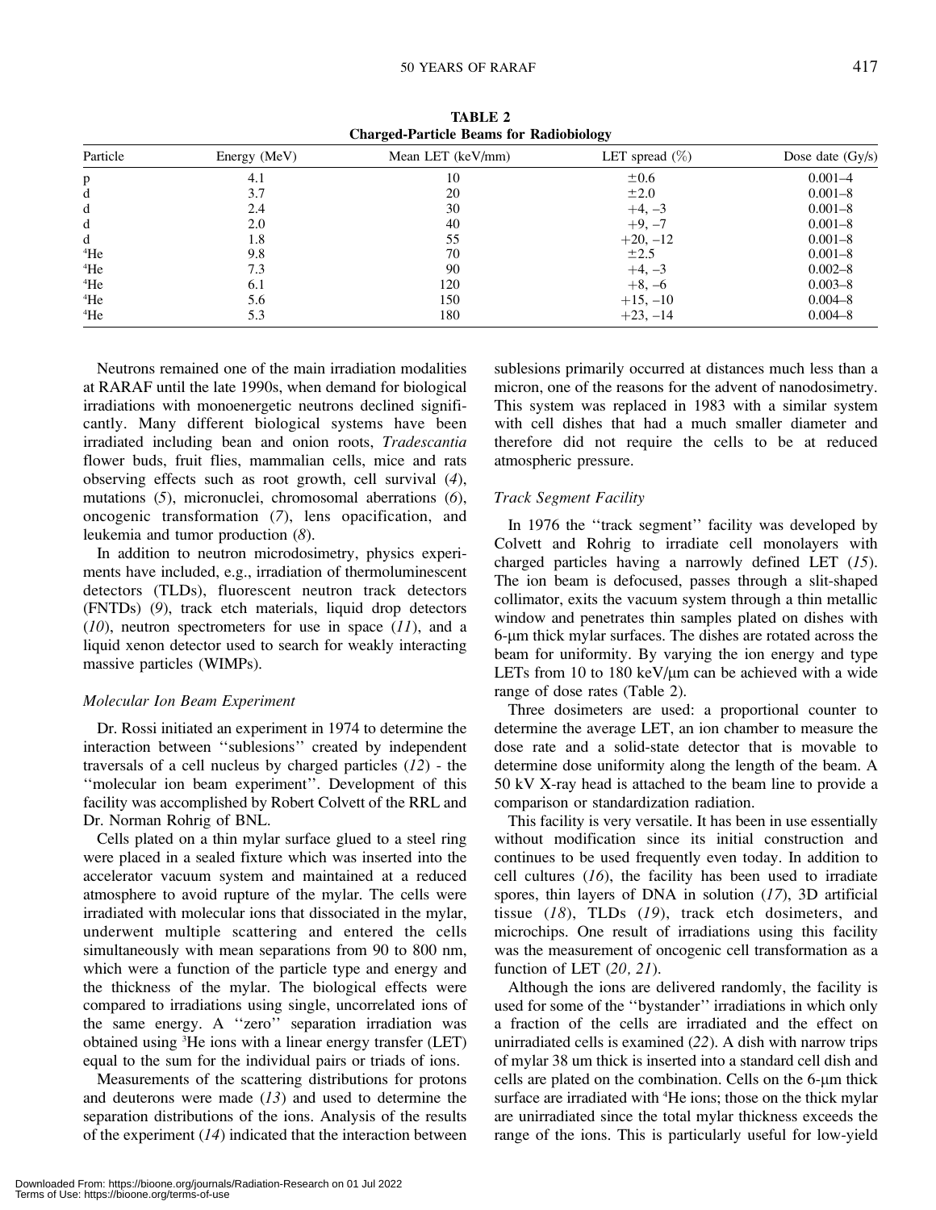**TABLE 2**
**Charged-Particle Beams for Radiobiology**

| Particle | Energy (MeV) | Mean LET (keV/mm) | LET spread (%) | Dose date (Gy/s) |
|---|---|---|---|---|
| p | 4.1 | 10 | ±0.6 | 0.001–4 |
| d | 3.7 | 20 | ±2.0 | 0.001–8 |
| d | 2.4 | 30 | +4, –3 | 0.001–8 |
| d | 2.0 | 40 | +9, –7 | 0.001–8 |
| d | 1.8 | 55 | +20, –12 | 0.001–8 |
| $^4$He | 9.8 | 70 | ±2.5 | 0.001–8 |
| $^4$He | 7.3 | 90 | +4, –3 | 0.002–8 |
| $^4$He | 6.1 | 120 | +8, –6 | 0.003–8 |
| $^4$He | 5.6 | 150 | +15, –10 | 0.004–8 |
| $^4$He | 5.3 | 180 | +23, –14 | 0.004–8 |

Neutrons remained one of the main irradiation modalities at RARAF until the late 1990s, when demand for biological irradiations with monoenergetic neutrons declined significantly. Many different biological systems have been irradiated including bean and onion roots, *Tradescantia* flower buds, fruit flies, mammalian cells, mice and rats observing effects such as root growth, cell survival (*4*), mutations (*5*), micronuclei, chromosomal aberrations (*6*), oncogenic transformation (*7*), lens opacification, and leukemia and tumor production (*8*).

In addition to neutron microdosimetry, physics experiments have included, e.g., irradiation of thermoluminescent detectors (TLDs), fluorescent neutron track detectors (FNTDs) (*9*), track etch materials, liquid drop detectors (*10*), neutron spectrometers for use in space (*11*), and a liquid xenon detector used to search for weakly interacting massive particles (WIMPs).

### *Molecular Ion Beam Experiment*

Dr. Rossi initiated an experiment in 1974 to determine the interaction between ''sublesions'' created by independent traversals of a cell nucleus by charged particles (*12*) - the ''molecular ion beam experiment''. Development of this facility was accomplished by Robert Colvett of the RRL and Dr. Norman Rohrig of BNL.

Cells plated on a thin mylar surface glued to a steel ring were placed in a sealed fixture which was inserted into the accelerator vacuum system and maintained at a reduced atmosphere to avoid rupture of the mylar. The cells were irradiated with molecular ions that dissociated in the mylar, underwent multiple scattering and entered the cells simultaneously with mean separations from 90 to 800 nm, which were a function of the particle type and energy and the thickness of the mylar. The biological effects were compared to irradiations using single, uncorrelated ions of the same energy. A ''zero'' separation irradiation was obtained using $^3$He ions with a linear energy transfer (LET) equal to the sum for the individual pairs or triads of ions.

Measurements of the scattering distributions for protons and deuterons were made (*13*) and used to determine the separation distributions of the ions. Analysis of the results of the experiment (*14*) indicated that the interaction between sublesions primarily occurred at distances much less than a micron, one of the reasons for the advent of nanodosimetry. This system was replaced in 1983 with a similar system with cell dishes that had a much smaller diameter and therefore did not require the cells to be at reduced atmospheric pressure.

### *Track Segment Facility*

In 1976 the ''track segment'' facility was developed by Colvett and Rohrig to irradiate cell monolayers with charged particles having a narrowly defined LET (*15*). The ion beam is defocused, passes through a slit-shaped collimator, exits the vacuum system through a thin metallic window and penetrates thin samples plated on dishes with 6-μm thick mylar surfaces. The dishes are rotated across the beam for uniformity. By varying the ion energy and type LETs from 10 to 180 keV/μm can be achieved with a wide range of dose rates (Table 2).

Three dosimeters are used: a proportional counter to determine the average LET, an ion chamber to measure the dose rate and a solid-state detector that is movable to determine dose uniformity along the length of the beam. A 50 kV X-ray head is attached to the beam line to provide a comparison or standardization radiation.

This facility is very versatile. It has been in use essentially without modification since its initial construction and continues to be used frequently even today. In addition to cell cultures (*16*), the facility has been used to irradiate spores, thin layers of DNA in solution (*17*), 3D artificial tissue (*18*), TLDs (*19*), track etch dosimeters, and microchips. One result of irradiations using this facility was the measurement of oncogenic cell transformation as a function of LET (*20, 21*).

Although the ions are delivered randomly, the facility is used for some of the ''bystander'' irradiations in which only a fraction of the cells are irradiated and the effect on unirradiated cells is examined (*22*). A dish with narrow trips of mylar 38 um thick is inserted into a standard cell dish and cells are plated on the combination. Cells on the 6-μm thick surface are irradiated with $^4$He ions; those on the thick mylar are unirradiated since the total mylar thickness exceeds the range of the ions. This is particularly useful for low-yield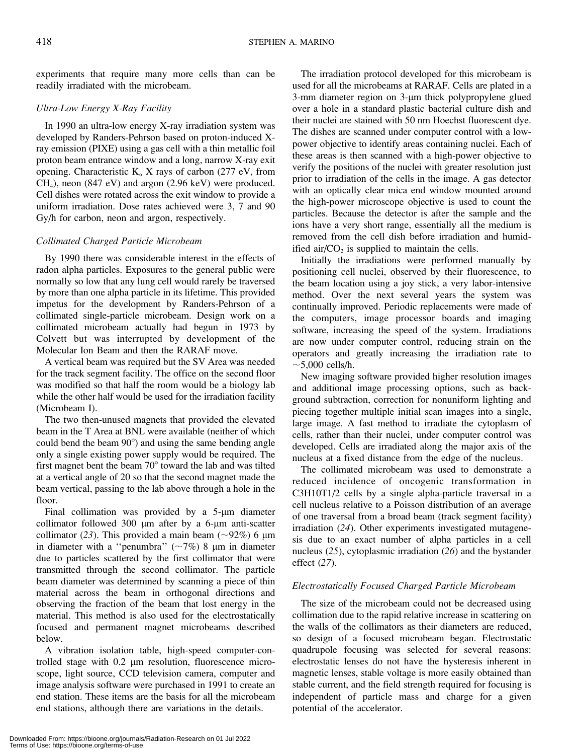experiments that require many more cells than can be readily irradiated with the microbeam.

### *Ultra-Low Energy X-Ray Facility*

In 1990 an ultra-low energy X-ray irradiation system was developed by Randers-Pehrson based on proton-induced X-ray emission (PIXE) using a gas cell with a thin metallic foil proton beam entrance window and a long, narrow X-ray exit opening. Characteristic $K_\alpha$ X rays of carbon (277 eV, from $CH_4$), neon (847 eV) and argon (2.96 keV) were produced. Cell dishes were rotated across the exit window to provide a uniform irradiation. Dose rates achieved were 3, 7 and 90 Gy/h for carbon, neon and argon, respectively.

### *Collimated Charged Particle Microbeam*

By 1990 there was considerable interest in the effects of radon alpha particles. Exposures to the general public were normally so low that any lung cell would rarely be traversed by more than one alpha particle in its lifetime. This provided impetus for the development by Randers-Pehrson of a collimated single-particle microbeam. Design work on a collimated microbeam actually had begun in 1973 by Colvett but was interrupted by development of the Molecular Ion Beam and then the RARAF move.

A vertical beam was required but the SV Area was needed for the track segment facility. The office on the second floor was modified so that half the room would be a biology lab while the other half would be used for the irradiation facility (Microbeam I).

The two then-unused magnets that provided the elevated beam in the T Area at BNL were available (neither of which could bend the beam 90°) and using the same bending angle only a single existing power supply would be required. The first magnet bent the beam 70° toward the lab and was tilted at a vertical angle of 20 so that the second magnet made the beam vertical, passing to the lab above through a hole in the floor.

Final collimation was provided by a 5-μm diameter collimator followed 300 μm after by a 6-μm anti-scatter collimator (*23*). This provided a main beam (~92%) 6 μm in diameter with a "penumbra" (~7%) 8 μm in diameter due to particles scattered by the first collimator that were transmitted through the second collimator. The particle beam diameter was determined by scanning a piece of thin material across the beam in orthogonal directions and observing the fraction of the beam that lost energy in the material. This method is also used for the electrostatically focused and permanent magnet microbeams described below.

A vibration isolation table, high-speed computer-controlled stage with 0.2 μm resolution, fluorescence microscope, light source, CCD television camera, computer and image analysis software were purchased in 1991 to create an end station. These items are the basis for all the microbeam end stations, although there are variations in the details.

The irradiation protocol developed for this microbeam is used for all the microbeams at RARAF. Cells are plated in a 3-mm diameter region on 3-μm thick polypropylene glued over a hole in a standard plastic bacterial culture dish and their nuclei are stained with 50 nm Hoechst fluorescent dye. The dishes are scanned under computer control with a low-power objective to identify areas containing nuclei. Each of these areas is then scanned with a high-power objective to verify the positions of the nuclei with greater resolution just prior to irradiation of the cells in the image. A gas detector with an optically clear mica end window mounted around the high-power microscope objective is used to count the particles. Because the detector is after the sample and the ions have a very short range, essentially all the medium is removed from the cell dish before irradiation and humidified air/$CO_2$ is supplied to maintain the cells.

Initially the irradiations were performed manually by positioning cell nuclei, observed by their fluorescence, to the beam location using a joy stick, a very labor-intensive method. Over the next several years the system was continually improved. Periodic replacements were made of the computers, image processor boards and imaging software, increasing the speed of the system. Irradiations are now under computer control, reducing strain on the operators and greatly increasing the irradiation rate to ~5,000 cells/h.

New imaging software provided higher resolution images and additional image processing options, such as background subtraction, correction for nonuniform lighting and piecing together multiple initial scan images into a single, large image. A fast method to irradiate the cytoplasm of cells, rather than their nuclei, under computer control was developed. Cells are irradiated along the major axis of the nucleus at a fixed distance from the edge of the nucleus.

The collimated microbeam was used to demonstrate a reduced incidence of oncogenic transformation in C3H10T1/2 cells by a single alpha-particle traversal in a cell nucleus relative to a Poisson distribution of an average of one traversal from a broad beam (track segment facility) irradiation (*24*). Other experiments investigated mutagenesis due to an exact number of alpha particles in a cell nucleus (*25*), cytoplasmic irradiation (*26*) and the bystander effect (*27*).

### *Electrostatically Focused Charged Particle Microbeam*

The size of the microbeam could not be decreased using collimation due to the rapid relative increase in scattering on the walls of the collimators as their diameters are reduced, so design of a focused microbeam began. Electrostatic quadrupole focusing was selected for several reasons: electrostatic lenses do not have the hysteresis inherent in magnetic lenses, stable voltage is more easily obtained than stable current, and the field strength required for focusing is independent of particle mass and charge for a given potential of the accelerator.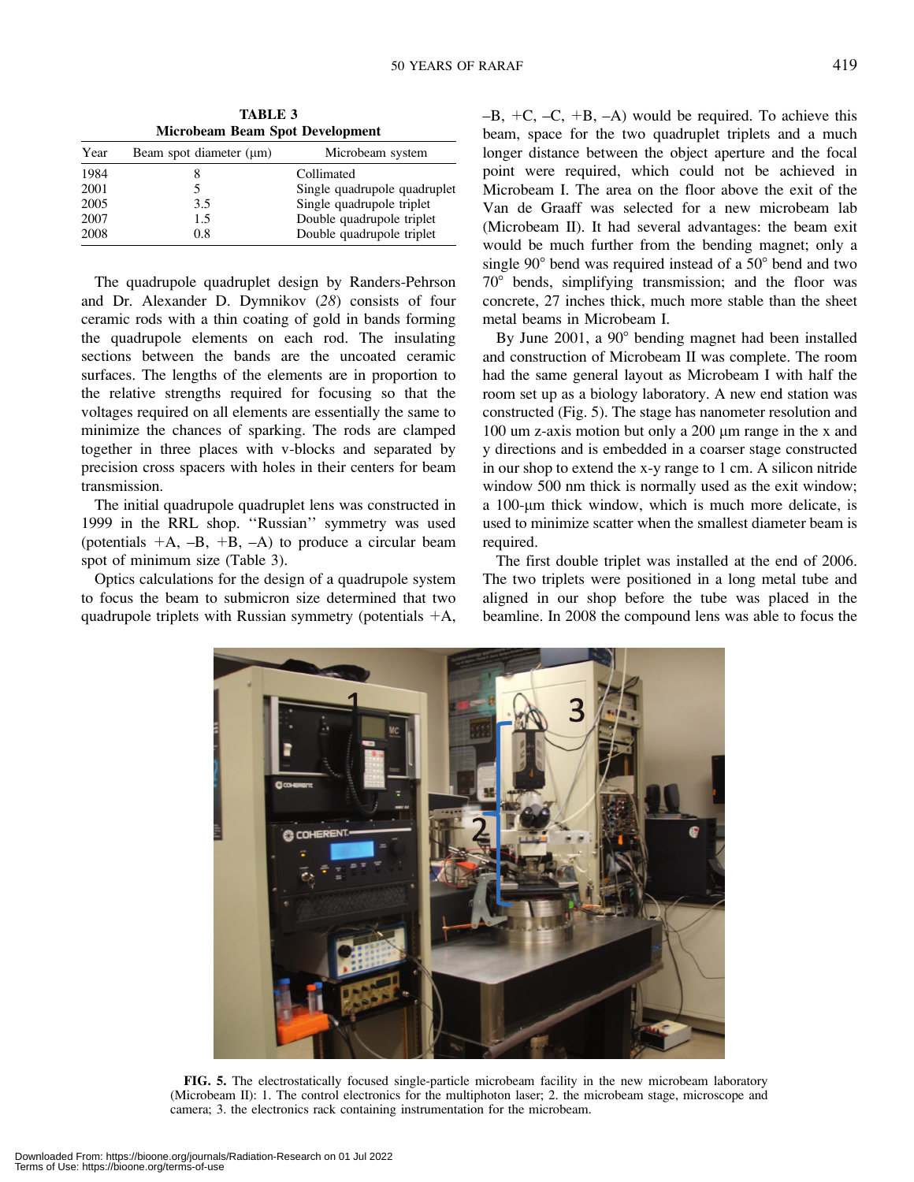**TABLE 3**
**Microbeam Beam Spot Development**

| Year | Beam spot diameter (μm) | Microbeam system |
|---|---|---|
| 1984 | 8 | Collimated |
| 2001 | 5 | Single quadrupole quadruplet |
| 2005 | 3.5 | Single quadrupole triplet |
| 2007 | 1.5 | Double quadrupole triplet |
| 2008 | 0.8 | Double quadrupole triplet |

The quadrupole quadruplet design by Randers-Pehrson and Dr. Alexander D. Dymnikov (*28*) consists of four ceramic rods with a thin coating of gold in bands forming the quadrupole elements on each rod. The insulating sections between the bands are the uncoated ceramic surfaces. The lengths of the elements are in proportion to the relative strengths required for focusing so that the voltages required on all elements are essentially the same to minimize the chances of sparking. The rods are clamped together in three places with v-blocks and separated by precision cross spacers with holes in their centers for beam transmission.

The initial quadrupole quadruplet lens was constructed in 1999 in the RRL shop. ''Russian'' symmetry was used (potentials +A, –B, +B, –A) to produce a circular beam spot of minimum size (Table 3).

Optics calculations for the design of a quadrupole system to focus the beam to submicron size determined that two quadrupole triplets with Russian symmetry (potentials +A, –B, +C, –C, +B, –A) would be required. To achieve this beam, space for the two quadruplet triplets and a much longer distance between the object aperture and the focal point were required, which could not be achieved in Microbeam I. The area on the floor above the exit of the Van de Graaff was selected for a new microbeam lab (Microbeam II). It had several advantages: the beam exit would be much further from the bending magnet; only a single 90° bend was required instead of a 50° bend and two 70° bends, simplifying transmission; and the floor was concrete, 27 inches thick, much more stable than the sheet metal beams in Microbeam I.

By June 2001, a 90° bending magnet had been installed and construction of Microbeam II was complete. The room had the same general layout as Microbeam I with half the room set up as a biology laboratory. A new end station was constructed (Fig. 5). The stage has nanometer resolution and 100 um z-axis motion but only a 200 μm range in the x and y directions and is embedded in a coarser stage constructed in our shop to extend the x-y range to 1 cm. A silicon nitride window 500 nm thick is normally used as the exit window; a 100-μm thick window, which is much more delicate, is used to minimize scatter when the smallest diameter beam is required.

The first double triplet was installed at the end of 2006. The two triplets were positioned in a long metal tube and aligned in our shop before the tube was placed in the beamline. In 2008 the compound lens was able to focus the

**FIG. 5.** The electrostatically focused single-particle microbeam facility in the new microbeam laboratory (Microbeam II): 1. The control electronics for the multiphoton laser; 2. the microbeam stage, microscope and camera; 3. the electronics rack containing instrumentation for the microbeam.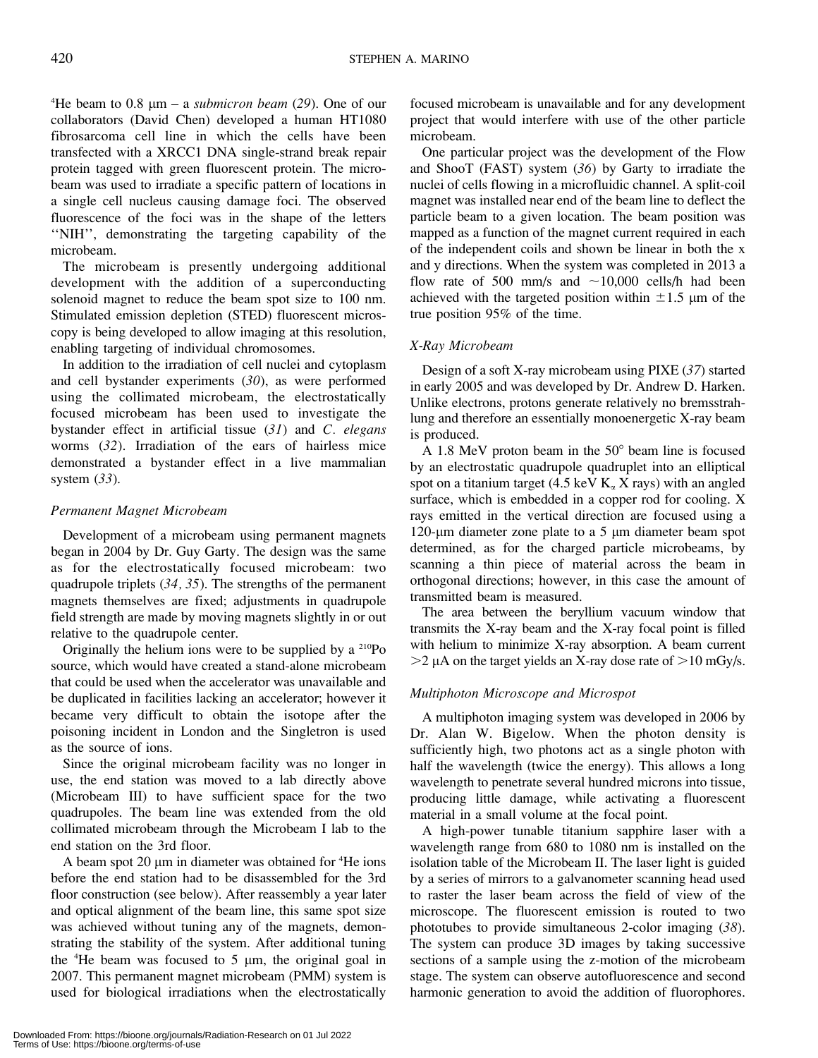$^{4}$He beam to 0.8 μm – a *submicron beam* (*29*). One of our collaborators (David Chen) developed a human HT1080 fibrosarcoma cell line in which the cells have been transfected with a XRCC1 DNA single-strand break repair protein tagged with green fluorescent protein. The microbeam was used to irradiate a specific pattern of locations in a single cell nucleus causing damage foci. The observed fluorescence of the foci was in the shape of the letters ''NIH'', demonstrating the targeting capability of the microbeam.

The microbeam is presently undergoing additional development with the addition of a superconducting solenoid magnet to reduce the beam spot size to 100 nm. Stimulated emission depletion (STED) fluorescent microscopy is being developed to allow imaging at this resolution, enabling targeting of individual chromosomes.

In addition to the irradiation of cell nuclei and cytoplasm and cell bystander experiments (*30*), as were performed using the collimated microbeam, the electrostatically focused microbeam has been used to investigate the bystander effect in artificial tissue (*31*) and *C. elegans* worms (*32*). Irradiation of the ears of hairless mice demonstrated a bystander effect in a live mammalian system (*33*).

### *Permanent Magnet Microbeam*

Development of a microbeam using permanent magnets began in 2004 by Dr. Guy Garty. The design was the same as for the electrostatically focused microbeam: two quadrupole triplets (*34, 35*). The strengths of the permanent magnets themselves are fixed; adjustments in quadrupole field strength are made by moving magnets slightly in or out relative to the quadrupole center.

Originally the helium ions were to be supplied by a $^{210}$Po source, which would have created a stand-alone microbeam that could be used when the accelerator was unavailable and be duplicated in facilities lacking an accelerator; however it became very difficult to obtain the isotope after the poisoning incident in London and the Singletron is used as the source of ions.

Since the original microbeam facility was no longer in use, the end station was moved to a lab directly above (Microbeam III) to have sufficient space for the two quadrupoles. The beam line was extended from the old collimated microbeam through the Microbeam I lab to the end station on the 3rd floor.

A beam spot 20 μm in diameter was obtained for $^{4}$He ions before the end station had to be disassembled for the 3rd floor construction (see below). After reassembly a year later and optical alignment of the beam line, this same spot size was achieved without tuning any of the magnets, demonstrating the stability of the system. After additional tuning the $^{4}$He beam was focused to 5 μm, the original goal in 2007. This permanent magnet microbeam (PMM) system is used for biological irradiations when the electrostatically focused microbeam is unavailable and for any development project that would interfere with use of the other particle microbeam.

One particular project was the development of the Flow and ShooT (FAST) system (*36*) by Garty to irradiate the nuclei of cells flowing in a microfluidic channel. A split-coil magnet was installed near end of the beam line to deflect the particle beam to a given location. The beam position was mapped as a function of the magnet current required in each of the independent coils and shown be linear in both the x and y directions. When the system was completed in 2013 a flow rate of 500 mm/s and ~10,000 cells/h had been achieved with the targeted position within ±1.5 μm of the true position 95% of the time.

### *X-Ray Microbeam*

Design of a soft X-ray microbeam using PIXE (*37*) started in early 2005 and was developed by Dr. Andrew D. Harken. Unlike electrons, protons generate relatively no bremsstrahlung and therefore an essentially monoenergetic X-ray beam is produced.

A 1.8 MeV proton beam in the 50° beam line is focused by an electrostatic quadrupole quadruplet into an elliptical spot on a titanium target (4.5 keV $K_\alpha$ X rays) with an angled surface, which is embedded in a copper rod for cooling. X rays emitted in the vertical direction are focused using a 120-μm diameter zone plate to a 5 μm diameter beam spot determined, as for the charged particle microbeams, by scanning a thin piece of material across the beam in orthogonal directions; however, in this case the amount of transmitted beam is measured.

The area between the beryllium vacuum window that transmits the X-ray beam and the X-ray focal point is filled with helium to minimize X-ray absorption. A beam current >2 μA on the target yields an X-ray dose rate of >10 mGy/s.

### *Multiphoton Microscope and Microspot*

A multiphoton imaging system was developed in 2006 by Dr. Alan W. Bigelow. When the photon density is sufficiently high, two photons act as a single photon with half the wavelength (twice the energy). This allows a long wavelength to penetrate several hundred microns into tissue, producing little damage, while activating a fluorescent material in a small volume at the focal point.

A high-power tunable titanium sapphire laser with a wavelength range from 680 to 1080 nm is installed on the isolation table of the Microbeam II. The laser light is guided by a series of mirrors to a galvanometer scanning head used to raster the laser beam across the field of view of the microscope. The fluorescent emission is routed to two phototubes to provide simultaneous 2-color imaging (*38*). The system can produce 3D images by taking successive sections of a sample using the z-motion of the microbeam stage. The system can observe autofluorescence and second harmonic generation to avoid the addition of fluorophores.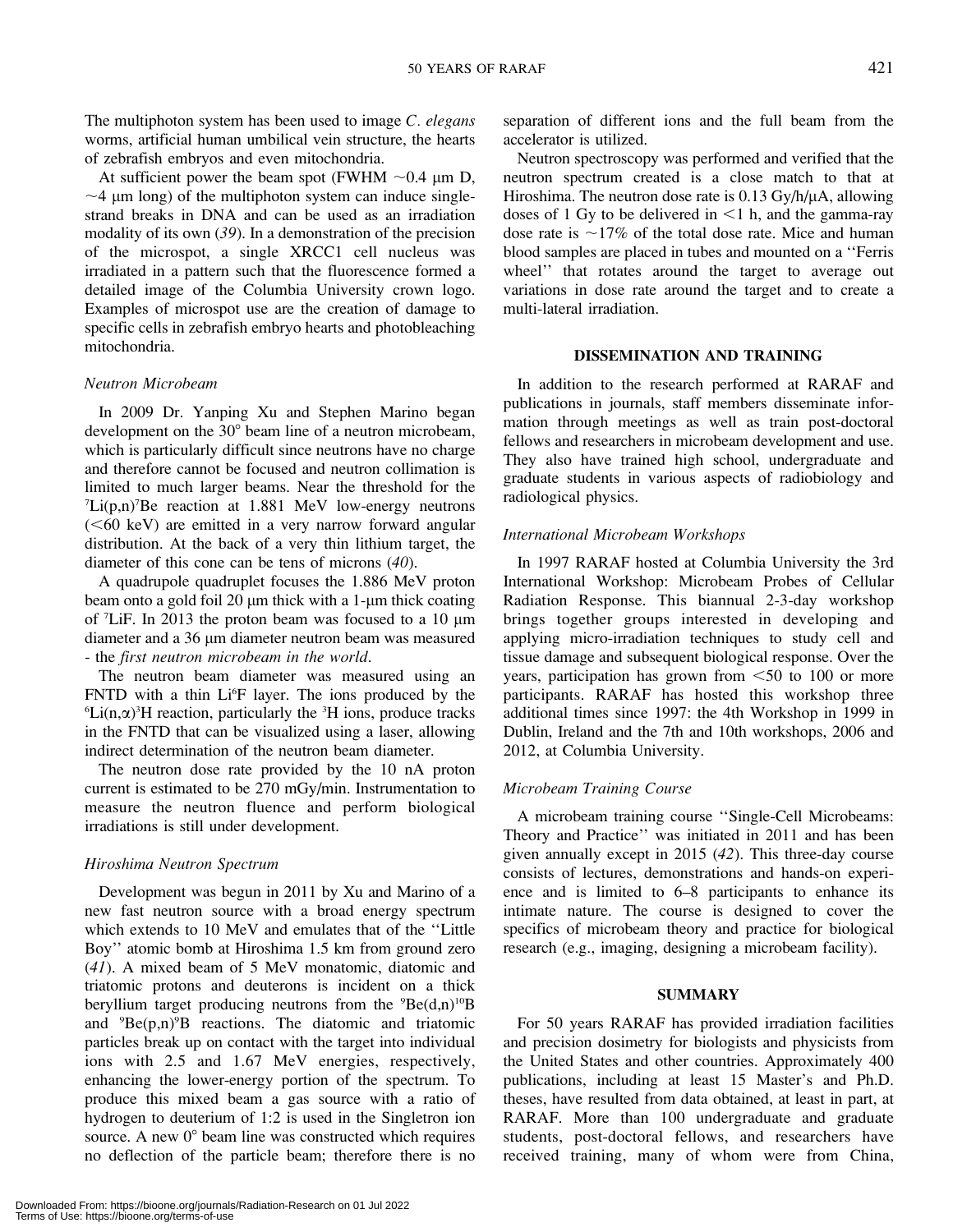The multiphoton system has been used to image *C. elegans* worms, artificial human umbilical vein structure, the hearts of zebrafish embryos and even mitochondria.

At sufficient power the beam spot (FWHM ~0.4 μm D, ~4 μm long) of the multiphoton system can induce single-strand breaks in DNA and can be used as an irradiation modality of its own (*39*). In a demonstration of the precision of the microspot, a single XRCC1 cell nucleus was irradiated in a pattern such that the fluorescence formed a detailed image of the Columbia University crown logo. Examples of microspot use are the creation of damage to specific cells in zebrafish embryo hearts and photobleaching mitochondria.

### *Neutron Microbeam*

In 2009 Dr. Yanping Xu and Stephen Marino began development on the 30° beam line of a neutron microbeam, which is particularly difficult since neutrons have no charge and therefore cannot be focused and neutron collimation is limited to much larger beams. Near the threshold for the $^{7}Li(p,n)^{7}Be$ reaction at 1.881 MeV low-energy neutrons (<60 keV) are emitted in a very narrow forward angular distribution. At the back of a very thin lithium target, the diameter of this cone can be tens of microns (*40*).

A quadrupole quadruplet focuses the 1.886 MeV proton beam onto a gold foil 20 μm thick with a 1-μm thick coating of $^{7}LiF$. In 2013 the proton beam was focused to a 10 μm diameter and a 36 μm diameter neutron beam was measured - the *first neutron microbeam in the world*.

The neutron beam diameter was measured using an FNTD with a thin $Li^{6}F$ layer. The ions produced by the $^{6}Li(n,\alpha)^{3}H$ reaction, particularly the $^{3}H$ ions, produce tracks in the FNTD that can be visualized using a laser, allowing indirect determination of the neutron beam diameter.

The neutron dose rate provided by the 10 nA proton current is estimated to be 270 mGy/min. Instrumentation to measure the neutron fluence and perform biological irradiations is still under development.

### *Hiroshima Neutron Spectrum*

Development was begun in 2011 by Xu and Marino of a new fast neutron source with a broad energy spectrum which extends to 10 MeV and emulates that of the ''Little Boy'' atomic bomb at Hiroshima 1.5 km from ground zero (*41*). A mixed beam of 5 MeV monatomic, diatomic and triatomic protons and deuterons is incident on a thick beryllium target producing neutrons from the $^{9}Be(d,n)^{10}B$ and $^{9}Be(p,n)^{9}B$ reactions. The diatomic and triatomic particles break up on contact with the target into individual ions with 2.5 and 1.67 MeV energies, respectively, enhancing the lower-energy portion of the spectrum. To produce this mixed beam a gas source with a ratio of hydrogen to deuterium of 1:2 is used in the Singletron ion source. A new 0° beam line was constructed which requires no deflection of the particle beam; therefore there is no separation of different ions and the full beam from the accelerator is utilized.

Neutron spectroscopy was performed and verified that the neutron spectrum created is a close match to that at Hiroshima. The neutron dose rate is 0.13 Gy/h/μA, allowing doses of 1 Gy to be delivered in <1 h, and the gamma-ray dose rate is ~17% of the total dose rate. Mice and human blood samples are placed in tubes and mounted on a ''Ferris wheel'' that rotates around the target to average out variations in dose rate around the target and to create a multi-lateral irradiation.

## DISSEMINATION AND TRAINING

In addition to the research performed at RARAF and publications in journals, staff members disseminate information through meetings as well as train post-doctoral fellows and researchers in microbeam development and use. They also have trained high school, undergraduate and graduate students in various aspects of radiobiology and radiological physics.

### *International Microbeam Workshops*

In 1997 RARAF hosted at Columbia University the 3rd International Workshop: Microbeam Probes of Cellular Radiation Response. This biannual 2-3-day workshop brings together groups interested in developing and applying micro-irradiation techniques to study cell and tissue damage and subsequent biological response. Over the years, participation has grown from <50 to 100 or more participants. RARAF has hosted this workshop three additional times since 1997: the 4th Workshop in 1999 in Dublin, Ireland and the 7th and 10th workshops, 2006 and 2012, at Columbia University.

### *Microbeam Training Course*

A microbeam training course ''Single-Cell Microbeams: Theory and Practice'' was initiated in 2011 and has been given annually except in 2015 (*42*). This three-day course consists of lectures, demonstrations and hands-on experience and is limited to 6–8 participants to enhance its intimate nature. The course is designed to cover the specifics of microbeam theory and practice for biological research (e.g., imaging, designing a microbeam facility).

## SUMMARY

For 50 years RARAF has provided irradiation facilities and precision dosimetry for biologists and physicists from the United States and other countries. Approximately 400 publications, including at least 15 Master's and Ph.D. theses, have resulted from data obtained, at least in part, at RARAF. More than 100 undergraduate and graduate students, post-doctoral fellows, and researchers have received training, many of whom were from China,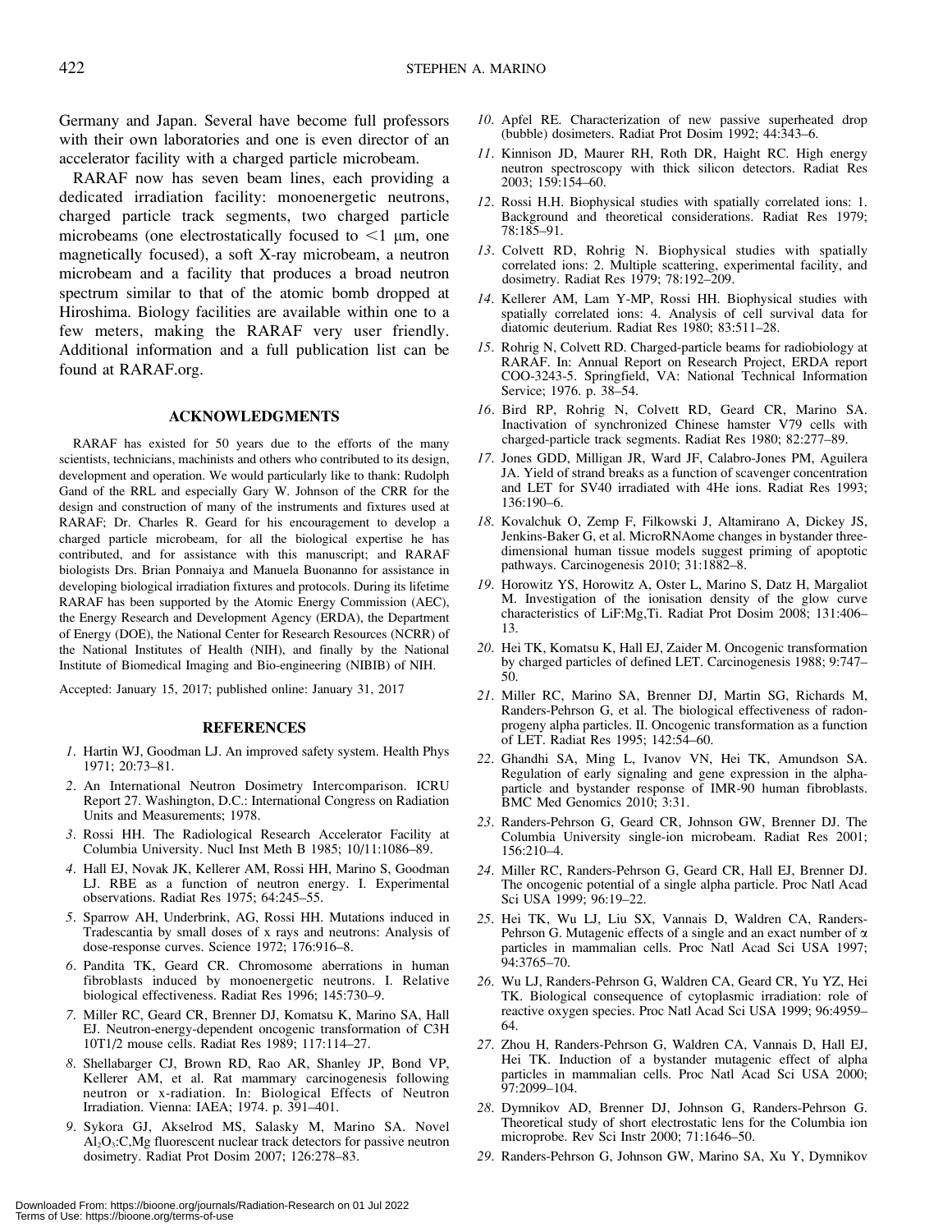Germany and Japan. Several have become full professors with their own laboratories and one is even director of an accelerator facility with a charged particle microbeam.

RARAF now has seven beam lines, each providing a dedicated irradiation facility: monoenergetic neutrons, charged particle track segments, two charged particle microbeams (one electrostatically focused to <1 μm, one magnetically focused), a soft X-ray microbeam, a neutron microbeam and a facility that produces a broad neutron spectrum similar to that of the atomic bomb dropped at Hiroshima. Biology facilities are available within one to a few meters, making the RARAF very user friendly. Additional information and a full publication list can be found at RARAF.org.

## ACKNOWLEDGMENTS

RARAF has existed for 50 years due to the efforts of the many scientists, technicians, machinists and others who contributed to its design, development and operation. We would particularly like to thank: Rudolph Gand of the RRL and especially Gary W. Johnson of the CRR for the design and construction of many of the instruments and fixtures used at RARAF; Dr. Charles R. Geard for his encouragement to develop a charged particle microbeam, for all the biological expertise he has contributed, and for assistance with this manuscript; and RARAF biologists Drs. Brian Ponnaiya and Manuela Buonanno for assistance in developing biological irradiation fixtures and protocols. During its lifetime RARAF has been supported by the Atomic Energy Commission (AEC), the Energy Research and Development Agency (ERDA), the Department of Energy (DOE), the National Center for Research Resources (NCRR) of the National Institutes of Health (NIH), and finally by the National Institute of Biomedical Imaging and Bio-engineering (NIBIB) of NIH.

Accepted: January 15, 2017; published online: January 31, 2017

## REFERENCES

1. Hartin WJ, Goodman LJ. An improved safety system. Health Phys 1971; 20:73–81.
2. An International Neutron Dosimetry Intercomparison. ICRU Report 27. Washington, D.C.: International Congress on Radiation Units and Measurements; 1978.
3. Rossi HH. The Radiological Research Accelerator Facility at Columbia University. Nucl Inst Meth B 1985; 10/11:1086–89.
4. Hall EJ, Novak JK, Kellerer AM, Rossi HH, Marino S, Goodman LJ. RBE as a function of neutron energy. I. Experimental observations. Radiat Res 1975; 64:245–55.
5. Sparrow AH, Underbrink, AG, Rossi HH. Mutations induced in Tradescantia by small doses of x rays and neutrons: Analysis of dose-response curves. Science 1972; 176:916–8.
6. Pandita TK, Geard CR. Chromosome aberrations in human fibroblasts induced by monoenergetic neutrons. I. Relative biological effectiveness. Radiat Res 1996; 145:730–9.
7. Miller RC, Geard CR, Brenner DJ, Komatsu K, Marino SA, Hall EJ. Neutron-energy-dependent oncogenic transformation of C3H 10T1/2 mouse cells. Radiat Res 1989; 117:114–27.
8. Shellabarger CJ, Brown RD, Rao AR, Shanley JP, Bond VP, Kellerer AM, et al. Rat mammary carcinogenesis following neutron or x-radiation. In: Biological Effects of Neutron Irradiation. Vienna: IAEA; 1974. p. 391–401.
9. Sykora GJ, Akselrod MS, Salasky M, Marino SA. Novel $Al_2O_3$:C,Mg fluorescent nuclear track detectors for passive neutron dosimetry. Radiat Prot Dosim 2007; 126:278–83.
10. Apfel RE. Characterization of new passive superheated drop (bubble) dosimeters. Radiat Prot Dosim 1992; 44:343–6.
11. Kinnison JD, Maurer RH, Roth DR, Haight RC. High energy neutron spectroscopy with thick silicon detectors. Radiat Res 2003; 159:154–60.
12. Rossi H.H. Biophysical studies with spatially correlated ions: 1. Background and theoretical considerations. Radiat Res 1979; 78:185–91.
13. Colvett RD, Rohrig N. Biophysical studies with spatially correlated ions: 2. Multiple scattering, experimental facility, and dosimetry. Radiat Res 1979; 78:192–209.
14. Kellerer AM, Lam Y-MP, Rossi HH. Biophysical studies with spatially correlated ions: 4. Analysis of cell survival data for diatomic deuterium. Radiat Res 1980; 83:511–28.
15. Rohrig N, Colvett RD. Charged-particle beams for radiobiology at RARAF. In: Annual Report on Research Project, ERDA report COO-3243-5. Springfield, VA: National Technical Information Service; 1976. p. 38–54.
16. Bird RP, Rohrig N, Colvett RD, Geard CR, Marino SA. Inactivation of synchronized Chinese hamster V79 cells with charged-particle track segments. Radiat Res 1980; 82:277–89.
17. Jones GDD, Milligan JR, Ward JF, Calabro-Jones PM, Aguilera JA. Yield of strand breaks as a function of scavenger concentration and LET for SV40 irradiated with 4He ions. Radiat Res 1993; 136:190–6.
18. Kovalchuk O, Zemp F, Filkowski J, Altamirano A, Dickey JS, Jenkins-Baker G, et al. MicroRNAome changes in bystander three-dimensional human tissue models suggest priming of apoptotic pathways. Carcinogenesis 2010; 31:1882–8.
19. Horowitz YS, Horowitz A, Oster L, Marino S, Datz H, Margaliot M. Investigation of the ionisation density of the glow curve characteristics of LiF:Mg,Ti. Radiat Prot Dosim 2008; 131:406–13.
20. Hei TK, Komatsu K, Hall EJ, Zaider M. Oncogenic transformation by charged particles of defined LET. Carcinogenesis 1988; 9:747–50.
21. Miller RC, Marino SA, Brenner DJ, Martin SG, Richards M, Randers-Pehrson G, et al. The biological effectiveness of radon-progeny alpha particles. II. Oncogenic transformation as a function of LET. Radiat Res 1995; 142:54–60.
22. Ghandhi SA, Ming L, Ivanov VN, Hei TK, Amundson SA. Regulation of early signaling and gene expression in the alpha-particle and bystander response of IMR-90 human fibroblasts. BMC Med Genomics 2010; 3:31.
23. Randers-Pehrson G, Geard CR, Johnson GW, Brenner DJ. The Columbia University single-ion microbeam. Radiat Res 2001; 156:210–4.
24. Miller RC, Randers-Pehrson G, Geard CR, Hall EJ, Brenner DJ. The oncogenic potential of a single alpha particle. Proc Natl Acad Sci USA 1999; 96:19–22.
25. Hei TK, Wu LJ, Liu SX, Vannais D, Waldren CA, Randers-Pehrson G. Mutagenic effects of a single and an exact number of α particles in mammalian cells. Proc Natl Acad Sci USA 1997; 94:3765–70.
26. Wu LJ, Randers-Pehrson G, Waldren CA, Geard CR, Yu YZ, Hei TK. Biological consequence of cytoplasmic irradiation: role of reactive oxygen species. Proc Natl Acad Sci USA 1999; 96:4959–64.
27. Zhou H, Randers-Pehrson G, Waldren CA, Vannais D, Hall EJ, Hei TK. Induction of a bystander mutagenic effect of alpha particles in mammalian cells. Proc Natl Acad Sci USA 2000; 97:2099–104.
28. Dymnikov AD, Brenner DJ, Johnson G, Randers-Pehrson G. Theoretical study of short electrostatic lens for the Columbia ion microprobe. Rev Sci Instr 2000; 71:1646–50.
29. Randers-Pehrson G, Johnson GW, Marino SA, Xu Y, Dymnikov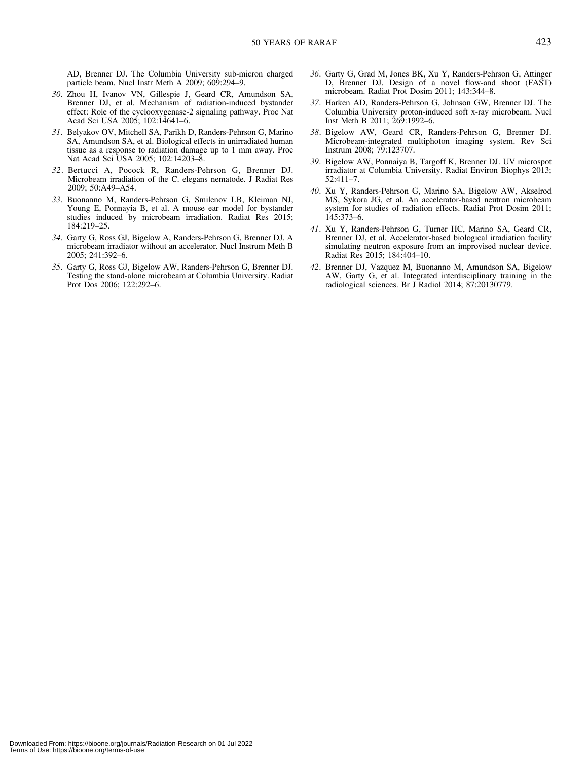AD, Brenner DJ. The Columbia University sub-micron charged particle beam. Nucl Instr Meth A 2009; 609:294–9.

30. Zhou H, Ivanov VN, Gillespie J, Geard CR, Amundson SA, Brenner DJ, et al. Mechanism of radiation-induced bystander effect: Role of the cyclooxygenase-2 signaling pathway. Proc Nat Acad Sci USA 2005; 102:14641–6.

31. Belyakov OV, Mitchell SA, Parikh D, Randers-Pehrson G, Marino SA, Amundson SA, et al. Biological effects in unirradiated human tissue as a response to radiation damage up to 1 mm away. Proc Nat Acad Sci USA 2005; 102:14203–8.

32. Bertucci A, Pocock R, Randers-Pehrson G, Brenner DJ. Microbeam irradiation of the C. elegans nematode. J Radiat Res 2009; 50:A49–A54.

33. Buonanno M, Randers-Pehrson G, Smilenov LB, Kleiman NJ, Young E, Ponnayia B, et al. A mouse ear model for bystander studies induced by microbeam irradiation. Radiat Res 2015; 184:219–25.

34. Garty G, Ross GJ, Bigelow A, Randers-Pehrson G, Brenner DJ. A microbeam irradiator without an accelerator. Nucl Instrum Meth B 2005; 241:392–6.

35. Garty G, Ross GJ, Bigelow AW, Randers-Pehrson G, Brenner DJ. Testing the stand-alone microbeam at Columbia University. Radiat Prot Dos 2006; 122:292–6.

36. Garty G, Grad M, Jones BK, Xu Y, Randers-Pehrson G, Attinger D, Brenner DJ. Design of a novel flow-and shoot (FAST) microbeam. Radiat Prot Dosim 2011; 143:344–8.

37. Harken AD, Randers-Pehrson G, Johnson GW, Brenner DJ. The Columbia University proton-induced soft x-ray microbeam. Nucl Inst Meth B 2011; 269:1992–6.

38. Bigelow AW, Geard CR, Randers-Pehrson G, Brenner DJ. Microbeam-integrated multiphoton imaging system. Rev Sci Instrum 2008; 79:123707.

39. Bigelow AW, Ponnaiya B, Targoff K, Brenner DJ. UV microspot irradiator at Columbia University. Radiat Environ Biophys 2013; 52:411–7.

40. Xu Y, Randers-Pehrson G, Marino SA, Bigelow AW, Akselrod MS, Sykora JG, et al. An accelerator-based neutron microbeam system for studies of radiation effects. Radiat Prot Dosim 2011; 145:373–6.

41. Xu Y, Randers-Pehrson G, Turner HC, Marino SA, Geard CR, Brenner DJ, et al. Accelerator-based biological irradiation facility simulating neutron exposure from an improvised nuclear device. Radiat Res 2015; 184:404–10.

42. Brenner DJ, Vazquez M, Buonanno M, Amundson SA, Bigelow AW, Garty G, et al. Integrated interdisciplinary training in the radiological sciences. Br J Radiol 2014; 87:20130779.